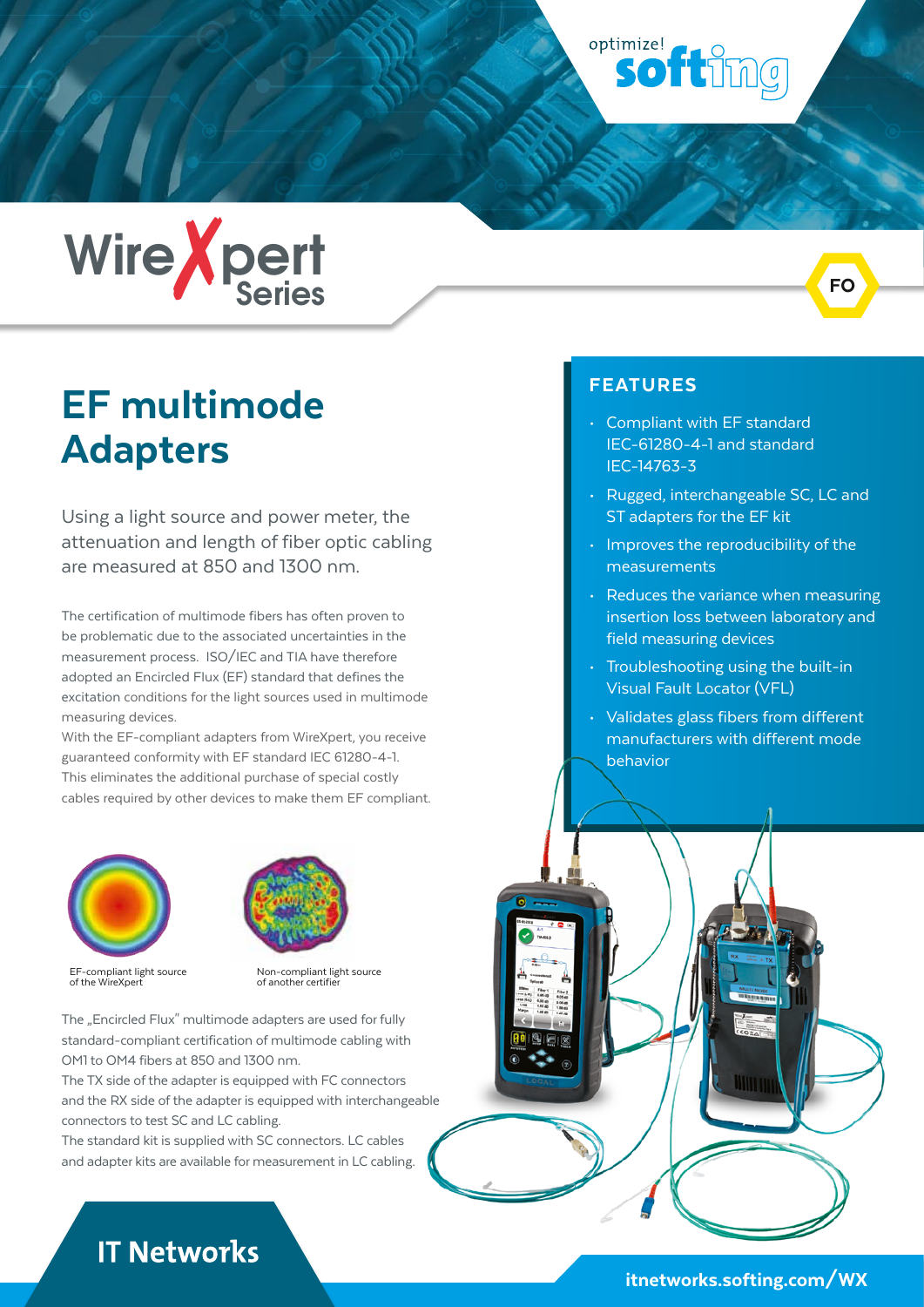optimize! softing

# WireXpert Series

FO

# EF multimode Adapters

Using a light source and power meter, the attenuation and length of fiber optic cabling are measured at 850 and 1300 nm.

The certification of multimode fibers has often proven to be problematic due to the associated uncertainties in the measurement process. ISO/IEC and TIA have therefore adopted an Encircled Flux (EF) standard that defines the excitation conditions for the light sources used in multimode measuring devices.
With the EF-compliant adapters from WireXpert, you receive guaranteed conformity with EF standard IEC 61280-4-1. This eliminates the additional purchase of special costly cables required by other devices to make them EF compliant.

EF-compliant light source of the WireXpert

Non-compliant light source of another certifier

The „Encircled Flux" multimode adapters are used for fully standard-compliant certification of multimode cabling with OM1 to OM4 fibers at 850 and 1300 nm.
The TX side of the adapter is equipped with FC connectors and the RX side of the adapter is equipped with interchangeable connectors to test SC and LC cabling.
The standard kit is supplied with SC connectors. LC cables and adapter kits are available for measurement in LC cabling.

## FEATURES

- Compliant with EF standard IEC-61280-4-1 and standard IEC-14763-3
- Rugged, interchangeable SC, LC and ST adapters for the EF kit
- Improves the reproducibility of the measurements
- Reduces the variance when measuring insertion loss between laboratory and field measuring devices
- Troubleshooting using the built-in Visual Fault Locator (VFL)
- Validates glass fibers from different manufacturers with different mode behavior

IT Networks

itnetworks.softing.com/WX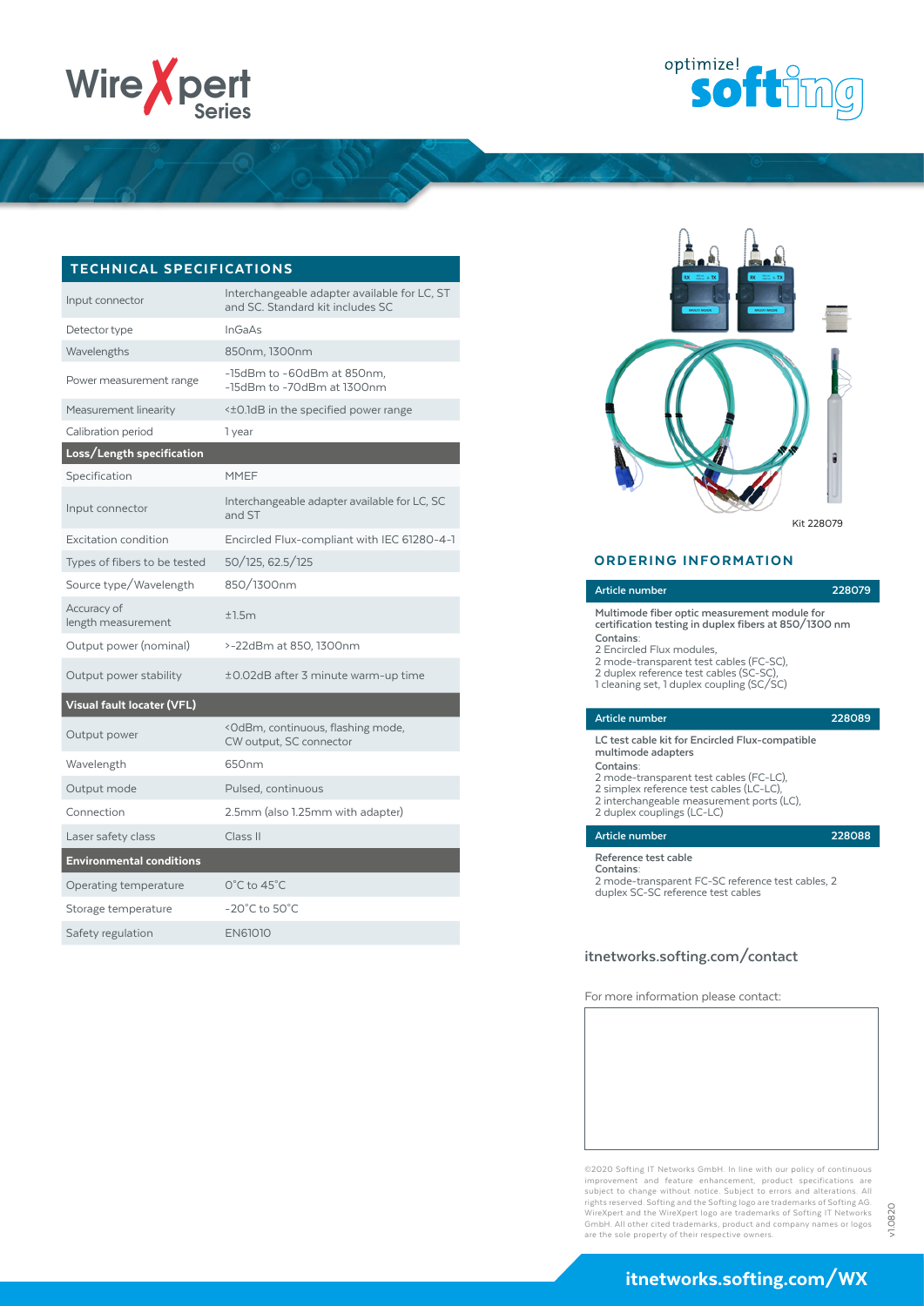## TECHNICAL SPECIFICATIONS

| | |
|---|---|
| Input connector | Interchangeable adapter available for LC, ST and SC. Standard kit includes SC |
| Detector type | InGaAs |
| Wavelengths | 850nm, 1300nm |
| Power measurement range | -15dBm to -60dBm at 850nm, -15dBm to -70dBm at 1300nm |
| Measurement linearity | <±0.1dB in the specified power range |
| Calibration period | 1 year |
| **Loss/Length specification** | |
| Specification | MMEF |
| Input connector | Interchangeable adapter available for LC, SC and ST |
| Excitation condition | Encircled Flux-compliant with IEC 61280-4-1 |
| Types of fibers to be tested | 50/125, 62.5/125 |
| Source type/Wavelength | 850/1300nm |
| Accuracy of length measurement | ±1.5m |
| Output power (nominal) | >-22dBm at 850, 1300nm |
| Output power stability | ±0.02dB after 3 minute warm-up time |
| **Visual fault locater (VFL)** | |
| Output power | <0dBm, continuous, flashing mode, CW output, SC connector |
| Wavelength | 650nm |
| Output mode | Pulsed, continuous |
| Connection | 2.5mm (also 1.25mm with adapter) |
| Laser safety class | Class II |
| **Environmental conditions** | |
| Operating temperature | 0°C to 45°C |
| Storage temperature | -20°C to 50°C |
| Safety regulation | EN61010 |

Kit 228079

## ORDERING INFORMATION

**Article number 228079**

Multimode fiber optic measurement module for certification testing in duplex fibers at 850/1300 nm

Contains:
2 Encircled Flux modules,
2 mode-transparent test cables (FC-SC),
2 duplex reference test cables (SC-SC),
1 cleaning set, 1 duplex coupling (SC/SC)

**Article number 228089**

LC test cable kit for Encircled Flux-compatible multimode adapters

Contains:
2 mode-transparent test cables (FC-LC),
2 simplex reference test cables (LC-LC),
2 interchangeable measurement ports (LC),
2 duplex couplings (LC-LC)

**Article number 228088**

Reference test cable

Contains:
2 mode-transparent FC-SC reference test cables, 2 duplex SC-SC reference test cables

itnetworks.softing.com/contact

For more information please contact:

©2020 Softing IT Networks GmbH. In line with our policy of continuous improvement and feature enhancement, product specifications are subject to change without notice. Subject to errors and alterations. All rights reserved. Softing and the Softing logo are trademarks of Softing AG. WireXpert and the WireXpert logo are trademarks of Softing IT Networks GmbH. All other cited trademarks, product and company names or logos are the sole property of their respective owners.

v1.0820

itnetworks.softing.com/WX